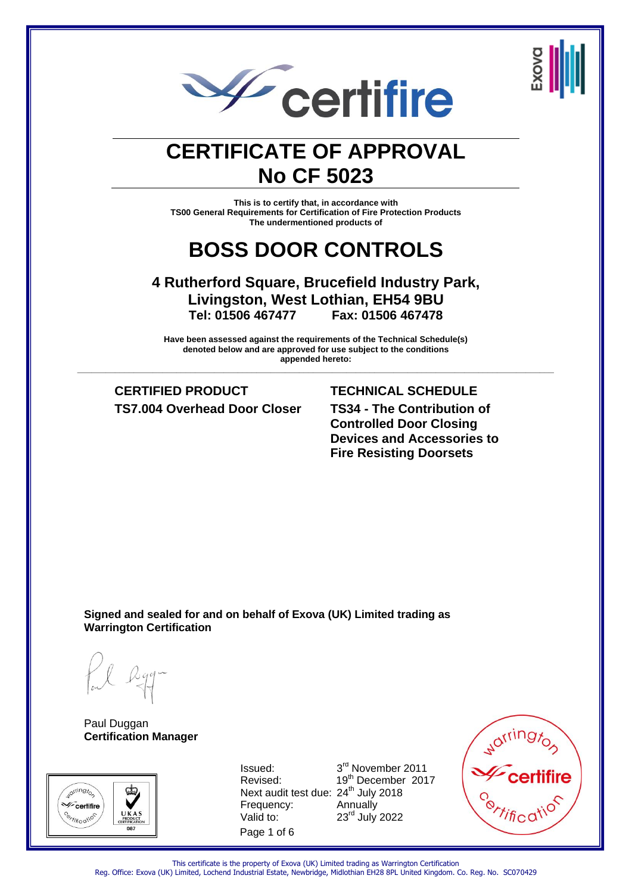# CERTIFICATE OF APPROVAL
# No CF 5023

**This is to certify that, in accordance with**
**TS00 General Requirements for Certification of Fire Protection Products**
**The undermentioned products of**

# BOSS DOOR CONTROLS

### 4 Rutherford Square, Brucefield Industry Park, Livingston, West Lothian, EH54 9BU
**Tel: 01506 467477 Fax: 01506 467478**

**Have been assessed against the requirements of the Technical Schedule(s) denoted below and are approved for use subject to the conditions appended hereto:**

---

| CERTIFIED PRODUCT | TECHNICAL SCHEDULE |
|---|---|
| **TS7.004 Overhead Door Closer** | **TS34 - The Contribution of Controlled Door Closing Devices and Accessories to Fire Resisting Doorsets** |

**Signed and sealed for and on behalf of Exova (UK) Limited trading as Warrington Certification**

Paul Duggan
**Certification Manager**

| | |
|---|---|
| Issued: | 3rd November 2011 |
| Revised: | 19th December 2017 |
| Next audit test due: | 24th July 2018 |
| Frequency: | Annually |
| Valid to: | 23rd July 2022 |

This certificate is the property of Exova (UK) Limited trading as Warrington Certification
Reg. Office: Exova (UK) Limited, Lochend Industrial Estate, Newbridge, Midlothian EH28 8PL United Kingdom. Co. Reg. No. SC070429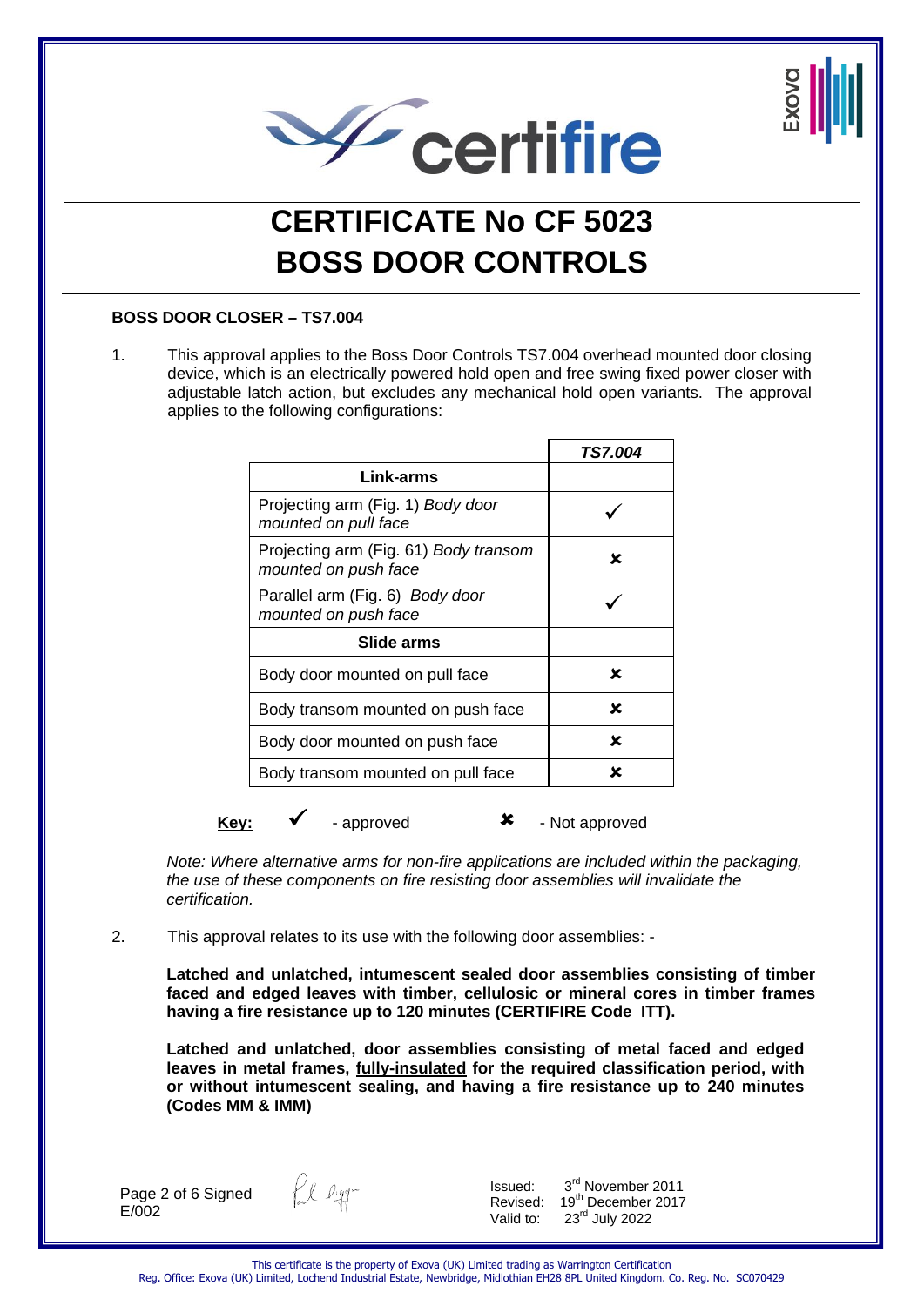# CERTIFICATE No CF 5023
# BOSS DOOR CONTROLS

**BOSS DOOR CLOSER – TS7.004**

1. This approval applies to the Boss Door Controls TS7.004 overhead mounted door closing device, which is an electrically powered hold open and free swing fixed power closer with adjustable latch action, but excludes any mechanical hold open variants. The approval applies to the following configurations:

| | *TS7.004* |
|---|---|
| **Link-arms** | |
| Projecting arm (Fig. 1) *Body door mounted on pull face* | ✓ |
| Projecting arm (Fig. 61) *Body transom mounted on push face* | ✘ |
| Parallel arm (Fig. 6) *Body door mounted on push face* | ✓ |
| **Slide arms** | |
| Body door mounted on pull face | ✘ |
| Body transom mounted on push face | ✘ |
| Body door mounted on push face | ✘ |
| Body transom mounted on pull face | ✘ |

**Key:** ✓ - approved ✘ - Not approved

*Note: Where alternative arms for non-fire applications are included within the packaging, the use of these components on fire resisting door assemblies will invalidate the certification.*

2. This approval relates to its use with the following door assemblies: -

**Latched and unlatched, intumescent sealed door assemblies consisting of timber faced and edged leaves with timber, cellulosic or mineral cores in timber frames having a fire resistance up to 120 minutes (CERTIFIRE Code ITT).**

**Latched and unlatched, door assemblies consisting of metal faced and edged leaves in metal frames, fully-insulated for the required classification period, with or without intumescent sealing, and having a fire resistance up to 240 minutes (Codes MM & IMM)**

Signed E/002

Issued: 3rd November 2011
Revised: 19th December 2017
Valid to: 23rd July 2022

This certificate is the property of Exova (UK) Limited trading as Warrington Certification
Reg. Office: Exova (UK) Limited, Lochend Industrial Estate, Newbridge, Midlothian EH28 8PL United Kingdom. Co. Reg. No. SC070429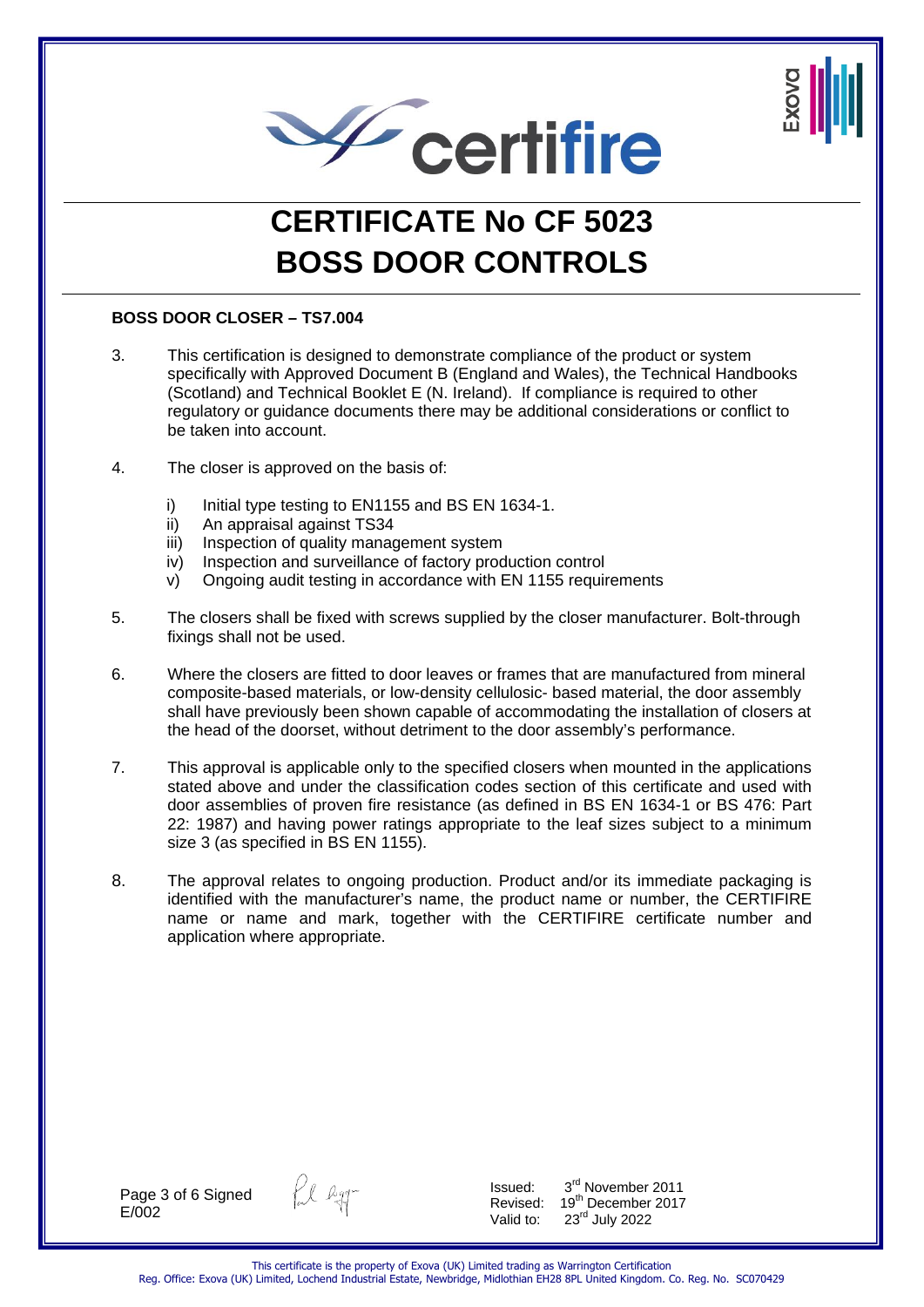# CERTIFICATE No CF 5023
# BOSS DOOR CONTROLS

**BOSS DOOR CLOSER – TS7.004**

3. This certification is designed to demonstrate compliance of the product or system specifically with Approved Document B (England and Wales), the Technical Handbooks (Scotland) and Technical Booklet E (N. Ireland). If compliance is required to other regulatory or guidance documents there may be additional considerations or conflict to be taken into account.

4. The closer is approved on the basis of:

   i) Initial type testing to EN1155 and BS EN 1634-1.
   ii) An appraisal against TS34
   iii) Inspection of quality management system
   iv) Inspection and surveillance of factory production control
   v) Ongoing audit testing in accordance with EN 1155 requirements

5. The closers shall be fixed with screws supplied by the closer manufacturer. Bolt-through fixings shall not be used.

6. Where the closers are fitted to door leaves or frames that are manufactured from mineral composite-based materials, or low-density cellulosic- based material, the door assembly shall have previously been shown capable of accommodating the installation of closers at the head of the doorset, without detriment to the door assembly's performance.

7. This approval is applicable only to the specified closers when mounted in the applications stated above and under the classification codes section of this certificate and used with door assemblies of proven fire resistance (as defined in BS EN 1634-1 or BS 476: Part 22: 1987) and having power ratings appropriate to the leaf sizes subject to a minimum size 3 (as specified in BS EN 1155).

8. The approval relates to ongoing production. Product and/or its immediate packaging is identified with the manufacturer's name, the product name or number, the CERTIFIRE name or name and mark, together with the CERTIFIRE certificate number and application where appropriate.

Signed E/002

Issued: 3rd November 2011
Revised: 19th December 2017
Valid to: 23rd July 2022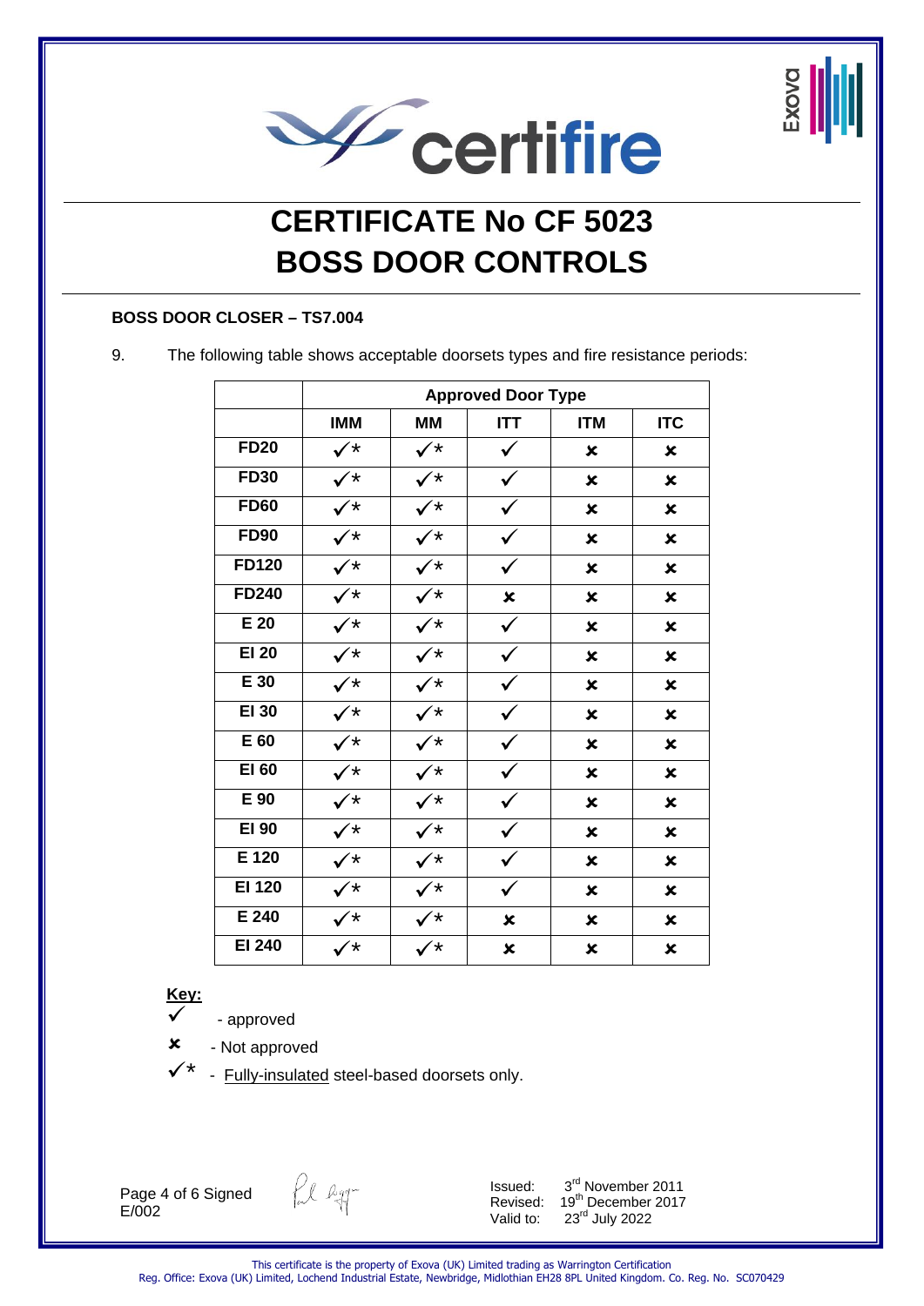# CERTIFICATE No CF 5023
# BOSS DOOR CONTROLS

**BOSS DOOR CLOSER – TS7.004**

9. The following table shows acceptable doorsets types and fire resistance periods:

| | Approved Door Type | | | | |
|---|---|---|---|---|---|
| | **IMM** | **MM** | **ITT** | **ITM** | **ITC** |
| **FD20** | ✓* | ✓* | ✓ | ✘ | ✘ |
| **FD30** | ✓* | ✓* | ✓ | ✘ | ✘ |
| **FD60** | ✓* | ✓* | ✓ | ✘ | ✘ |
| **FD90** | ✓* | ✓* | ✓ | ✘ | ✘ |
| **FD120** | ✓* | ✓* | ✓ | ✘ | ✘ |
| **FD240** | ✓* | ✓* | ✘ | ✘ | ✘ |
| **E 20** | ✓* | ✓* | ✓ | ✘ | ✘ |
| **EI 20** | ✓* | ✓* | ✓ | ✘ | ✘ |
| **E 30** | ✓* | ✓* | ✓ | ✘ | ✘ |
| **EI 30** | ✓* | ✓* | ✓ | ✘ | ✘ |
| **E 60** | ✓* | ✓* | ✓ | ✘ | ✘ |
| **EI 60** | ✓* | ✓* | ✓ | ✘ | ✘ |
| **E 90** | ✓* | ✓* | ✓ | ✘ | ✘ |
| **EI 90** | ✓* | ✓* | ✓ | ✘ | ✘ |
| **E 120** | ✓* | ✓* | ✓ | ✘ | ✘ |
| **EI 120** | ✓* | ✓* | ✓ | ✘ | ✘ |
| **E 240** | ✓* | ✓* | ✘ | ✘ | ✘ |
| **EI 240** | ✓* | ✓* | ✘ | ✘ | ✘ |

**Key:**

✓ - approved

✘ - Not approved

✓* - Fully-insulated steel-based doorsets only.

Signed E/002

Issued: 3rd November 2011
Revised: 19th December 2017
Valid to: 23rd July 2022

This certificate is the property of Exova (UK) Limited trading as Warrington Certification
Reg. Office: Exova (UK) Limited, Lochend Industrial Estate, Newbridge, Midlothian EH28 8PL United Kingdom. Co. Reg. No. SC070429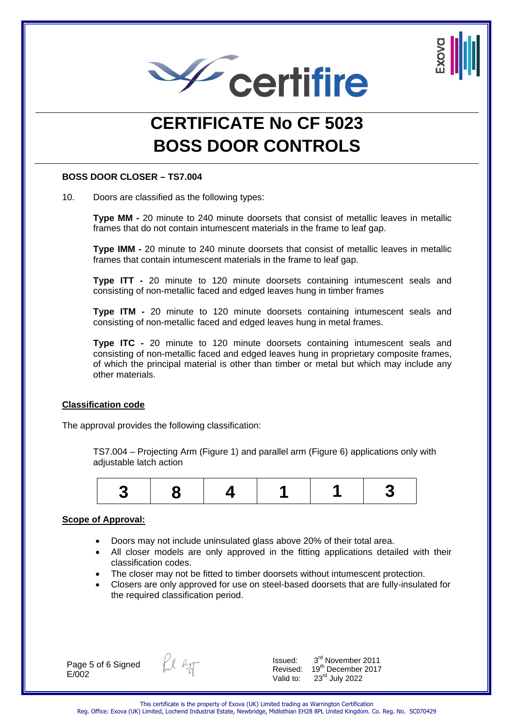# CERTIFICATE No CF 5023
# BOSS DOOR CONTROLS

**BOSS DOOR CLOSER – TS7.004**

10. Doors are classified as the following types:

**Type MM -** 20 minute to 240 minute doorsets that consist of metallic leaves in metallic frames that do not contain intumescent materials in the frame to leaf gap.

**Type IMM -** 20 minute to 240 minute doorsets that consist of metallic leaves in metallic frames that contain intumescent materials in the frame to leaf gap.

**Type ITT -** 20 minute to 120 minute doorsets containing intumescent seals and consisting of non-metallic faced and edged leaves hung in timber frames

**Type ITM -** 20 minute to 120 minute doorsets containing intumescent seals and consisting of non-metallic faced and edged leaves hung in metal frames.

**Type ITC -** 20 minute to 120 minute doorsets containing intumescent seals and consisting of non-metallic faced and edged leaves hung in proprietary composite frames, of which the principal material is other than timber or metal but which may include any other materials.

**Classification code**

The approval provides the following classification:

TS7.004 – Projecting Arm (Figure 1) and parallel arm (Figure 6) applications only with adjustable latch action

| 3 | 8 | 4 | 1 | 1 | 3 |
|---|---|---|---|---|---|

**Scope of Approval:**

- Doors may not include uninsulated glass above 20% of their total area.
- All closer models are only approved in the fitting applications detailed with their classification codes.
- The closer may not be fitted to timber doorsets without intumescent protection.
- Closers are only approved for use on steel-based doorsets that are fully-insulated for the required classification period.

Signed E/002

Issued: 3rd November 2011
Revised: 19th December 2017
Valid to: 23rd July 2022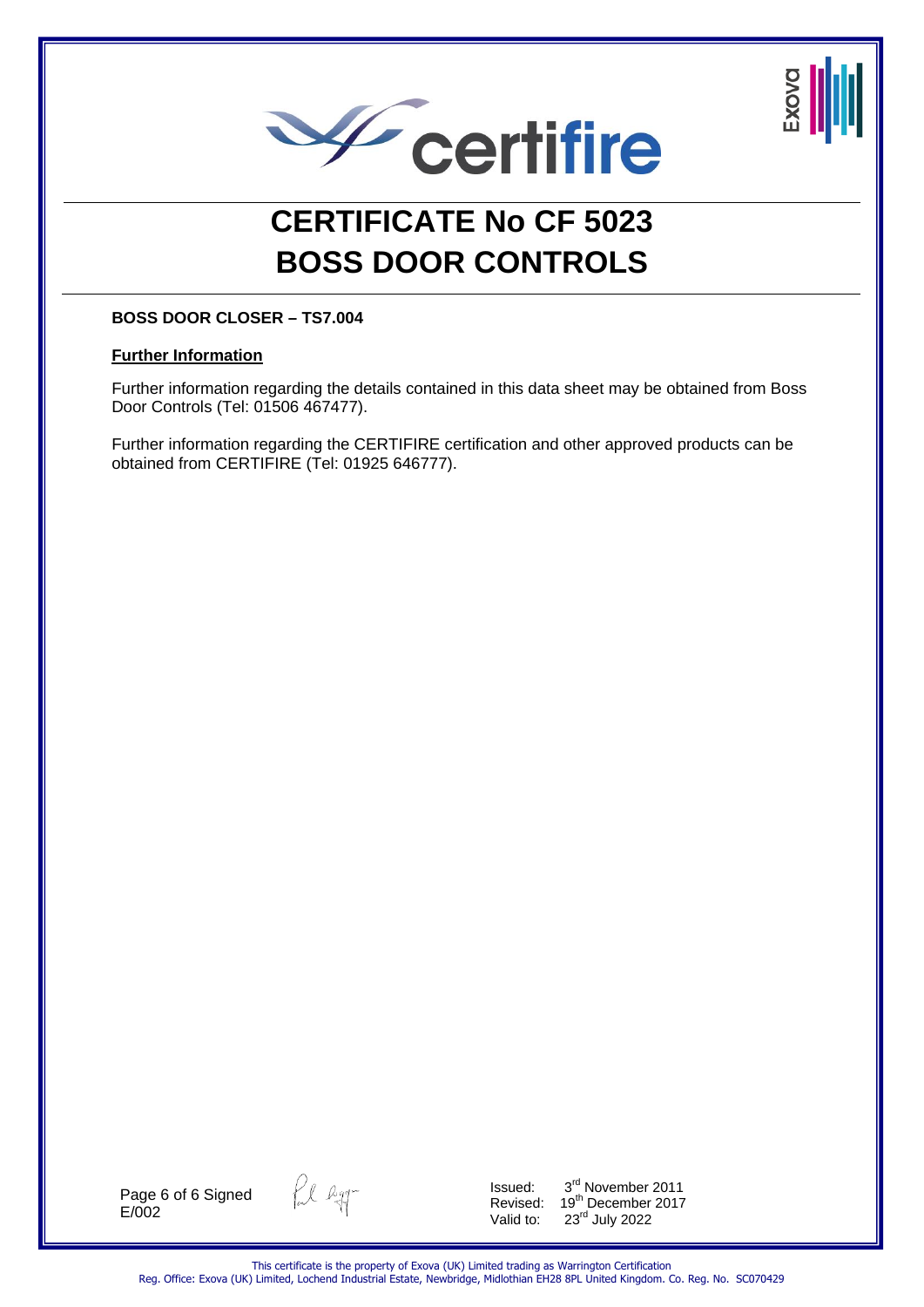# CERTIFICATE No CF 5023
# BOSS DOOR CONTROLS

**BOSS DOOR CLOSER – TS7.004**

**Further Information**

Further information regarding the details contained in this data sheet may be obtained from Boss Door Controls (Tel: 01506 467477).

Further information regarding the CERTIFIRE certification and other approved products can be obtained from CERTIFIRE (Tel: 01925 646777).

Signed
E/002

Issued: 3rd November 2011
Revised: 19th December 2017
Valid to: 23rd July 2022

This certificate is the property of Exova (UK) Limited trading as Warrington Certification
Reg. Office: Exova (UK) Limited, Lochend Industrial Estate, Newbridge, Midlothian EH28 8PL United Kingdom. Co. Reg. No. SC070429